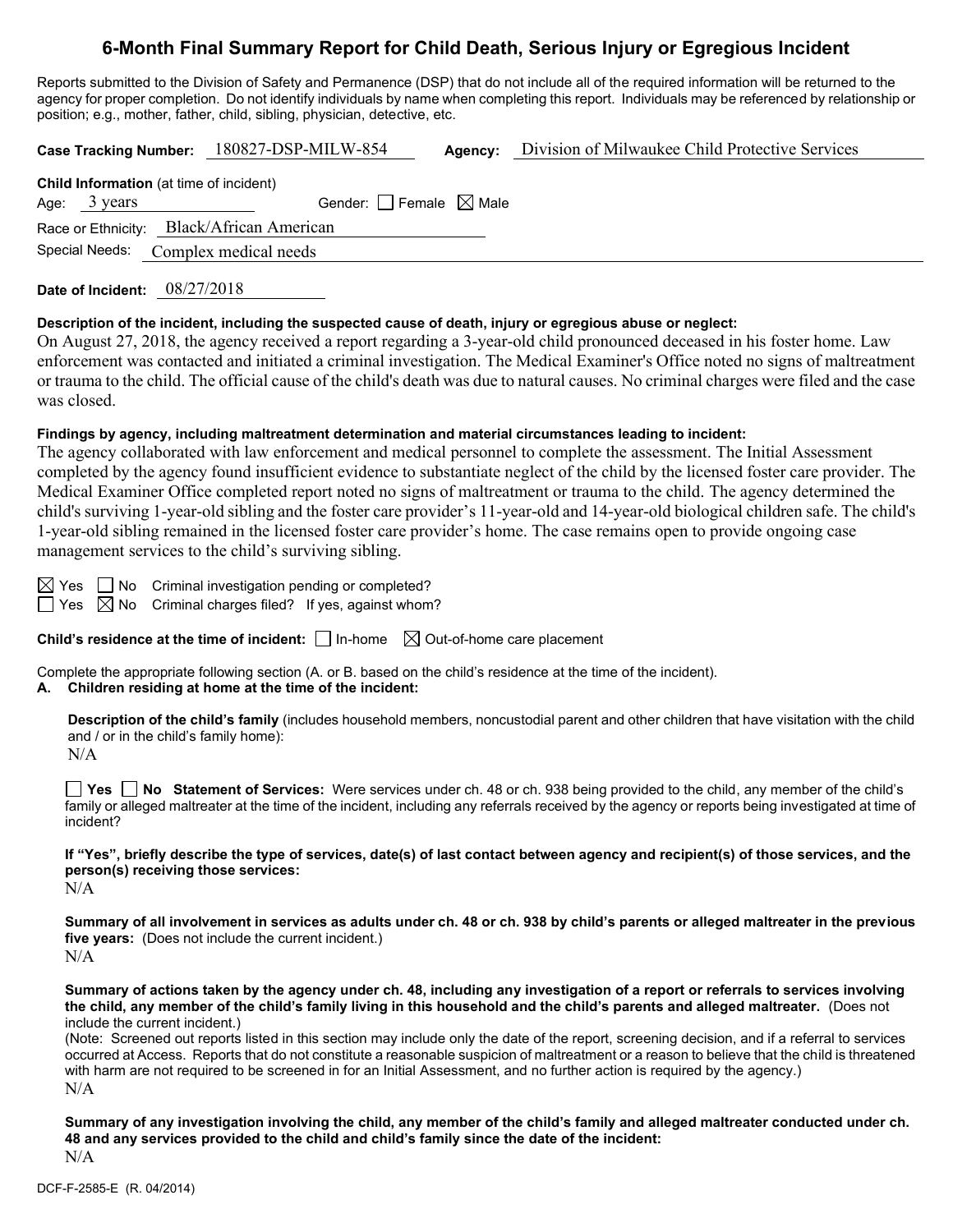# 6-Month Final Summary Report for Child Death, Serious Injury or Egregious Incident

Reports submitted to the Division of Safety and Permanence (DSP) that do not include all of the required information will be returned to the agency for proper completion. Do not identify individuals by name when completing this report. Individuals may be referenced by relationship or position; e.g., mother, father, child, sibling, physician, detective, etc.

**Case Tracking Number:** 180827-DSP-MILW-854 **Agency:** Division of Milwaukee Child Protective Services

**Child Information** (at time of incident)

Age: 3 years Gender: ☐ Female ☒ Male

Race or Ethnicity: Black/African American

Special Needs: Complex medical needs

**Date of Incident:** 08/27/2018

**Description of the incident, including the suspected cause of death, injury or egregious abuse or neglect:**

On August 27, 2018, the agency received a report regarding a 3-year-old child pronounced deceased in his foster home. Law enforcement was contacted and initiated a criminal investigation. The Medical Examiner's Office noted no signs of maltreatment or trauma to the child. The official cause of the child's death was due to natural causes. No criminal charges were filed and the case was closed.

**Findings by agency, including maltreatment determination and material circumstances leading to incident:**

The agency collaborated with law enforcement and medical personnel to complete the assessment. The Initial Assessment completed by the agency found insufficient evidence to substantiate neglect of the child by the licensed foster care provider. The Medical Examiner Office completed report noted no signs of maltreatment or trauma to the child. The agency determined the child's surviving 1-year-old sibling and the foster care provider's 11-year-old and 14-year-old biological children safe. The child's 1-year-old sibling remained in the licensed foster care provider's home. The case remains open to provide ongoing case management services to the child's surviving sibling.

☒ Yes ☐ No Criminal investigation pending or completed?

☐ Yes ☒ No Criminal charges filed? If yes, against whom?

**Child's residence at the time of incident:** ☐ In-home ☒ Out-of-home care placement

Complete the appropriate following section (A. or B. based on the child's residence at the time of the incident).

**A. Children residing at home at the time of the incident:**

**Description of the child's family** (includes household members, noncustodial parent and other children that have visitation with the child and / or in the child's family home):

N/A

☐ **Yes** ☐ **No Statement of Services:** Were services under ch. 48 or ch. 938 being provided to the child, any member of the child's family or alleged maltreater at the time of the incident, including any referrals received by the agency or reports being investigated at time of incident?

**If "Yes", briefly describe the type of services, date(s) of last contact between agency and recipient(s) of those services, and the person(s) receiving those services:**

N/A

**Summary of all involvement in services as adults under ch. 48 or ch. 938 by child's parents or alleged maltreater in the previous five years:** (Does not include the current incident.)

N/A

**Summary of actions taken by the agency under ch. 48, including any investigation of a report or referrals to services involving the child, any member of the child's family living in this household and the child's parents and alleged maltreater.** (Does not include the current incident.)

(Note: Screened out reports listed in this section may include only the date of the report, screening decision, and if a referral to services occurred at Access. Reports that do not constitute a reasonable suspicion of maltreatment or a reason to believe that the child is threatened with harm are not required to be screened in for an Initial Assessment, and no further action is required by the agency.)

N/A

**Summary of any investigation involving the child, any member of the child's family and alleged maltreater conducted under ch. 48 and any services provided to the child and child's family since the date of the incident:**

N/A

DCF-F-2585-E (R. 04/2014)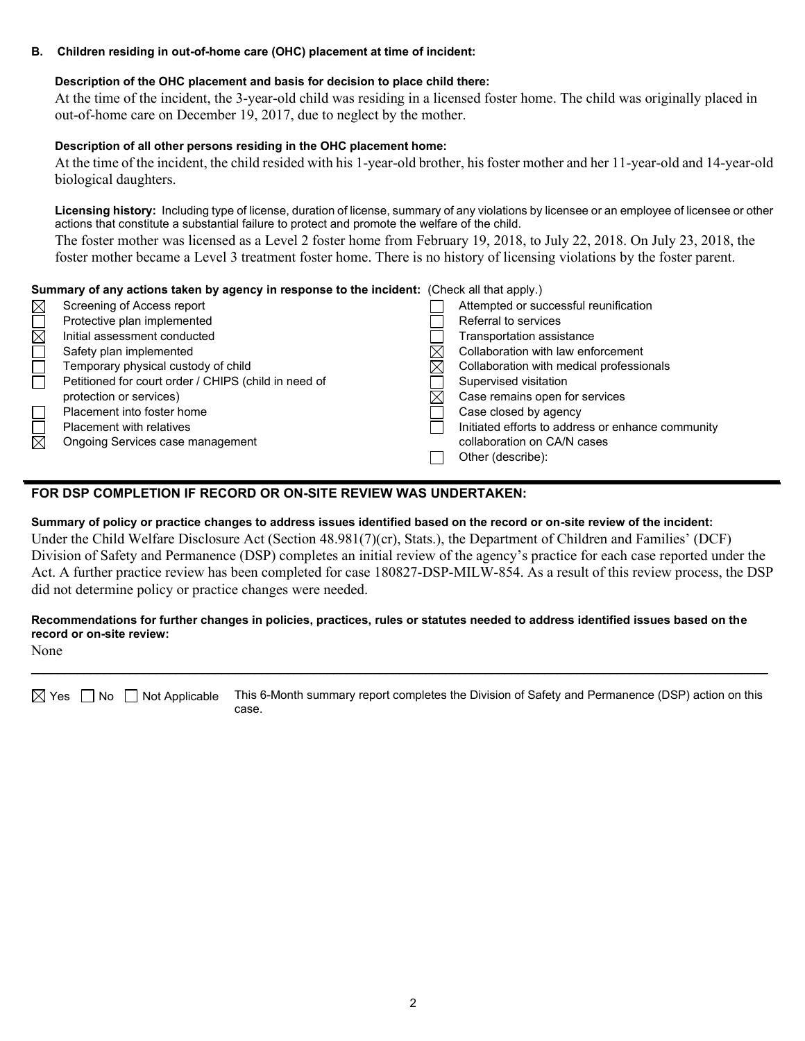**B. Children residing in out-of-home care (OHC) placement at time of incident:**

**Description of the OHC placement and basis for decision to place child there:**

At the time of the incident, the 3-year-old child was residing in a licensed foster home. The child was originally placed in out-of-home care on December 19, 2017, due to neglect by the mother.

**Description of all other persons residing in the OHC placement home:**

At the time of the incident, the child resided with his 1-year-old brother, his foster mother and her 11-year-old and 14-year-old biological daughters.

**Licensing history:** Including type of license, duration of license, summary of any violations by licensee or an employee of licensee or other actions that constitute a substantial failure to protect and promote the welfare of the child.

The foster mother was licensed as a Level 2 foster home from February 19, 2018, to July 22, 2018. On July 23, 2018, the foster mother became a Level 3 treatment foster home. There is no history of licensing violations by the foster parent.

**Summary of any actions taken by agency in response to the incident:** (Check all that apply.)

- ☒ Screening of Access report
- ☐ Protective plan implemented
- ☒ Initial assessment conducted
- ☐ Safety plan implemented
- ☐ Temporary physical custody of child
- ☐ Petitioned for court order / CHIPS (child in need of protection or services)
- ☐ Placement into foster home
- ☐ Placement with relatives
- ☒ Ongoing Services case management
- ☐ Attempted or successful reunification
- ☐ Referral to services
- ☐ Transportation assistance
- ☒ Collaboration with law enforcement
- ☒ Collaboration with medical professionals
- ☐ Supervised visitation
- ☒ Case remains open for services
- ☐ Case closed by agency
- ☐ Initiated efforts to address or enhance community collaboration on CA/N cases
- ☐ Other (describe):

---

**FOR DSP COMPLETION IF RECORD OR ON-SITE REVIEW WAS UNDERTAKEN:**

**Summary of policy or practice changes to address issues identified based on the record or on-site review of the incident:**

Under the Child Welfare Disclosure Act (Section 48.981(7)(cr), Stats.), the Department of Children and Families' (DCF) Division of Safety and Permanence (DSP) completes an initial review of the agency's practice for each case reported under the Act. A further practice review has been completed for case 180827-DSP-MILW-854. As a result of this review process, the DSP did not determine policy or practice changes were needed.

**Recommendations for further changes in policies, practices, rules or statutes needed to address identified issues based on the record or on-site review:**

None

---

☒ Yes ☐ No ☐ Not Applicable This 6-Month summary report completes the Division of Safety and Permanence (DSP) action on this case.